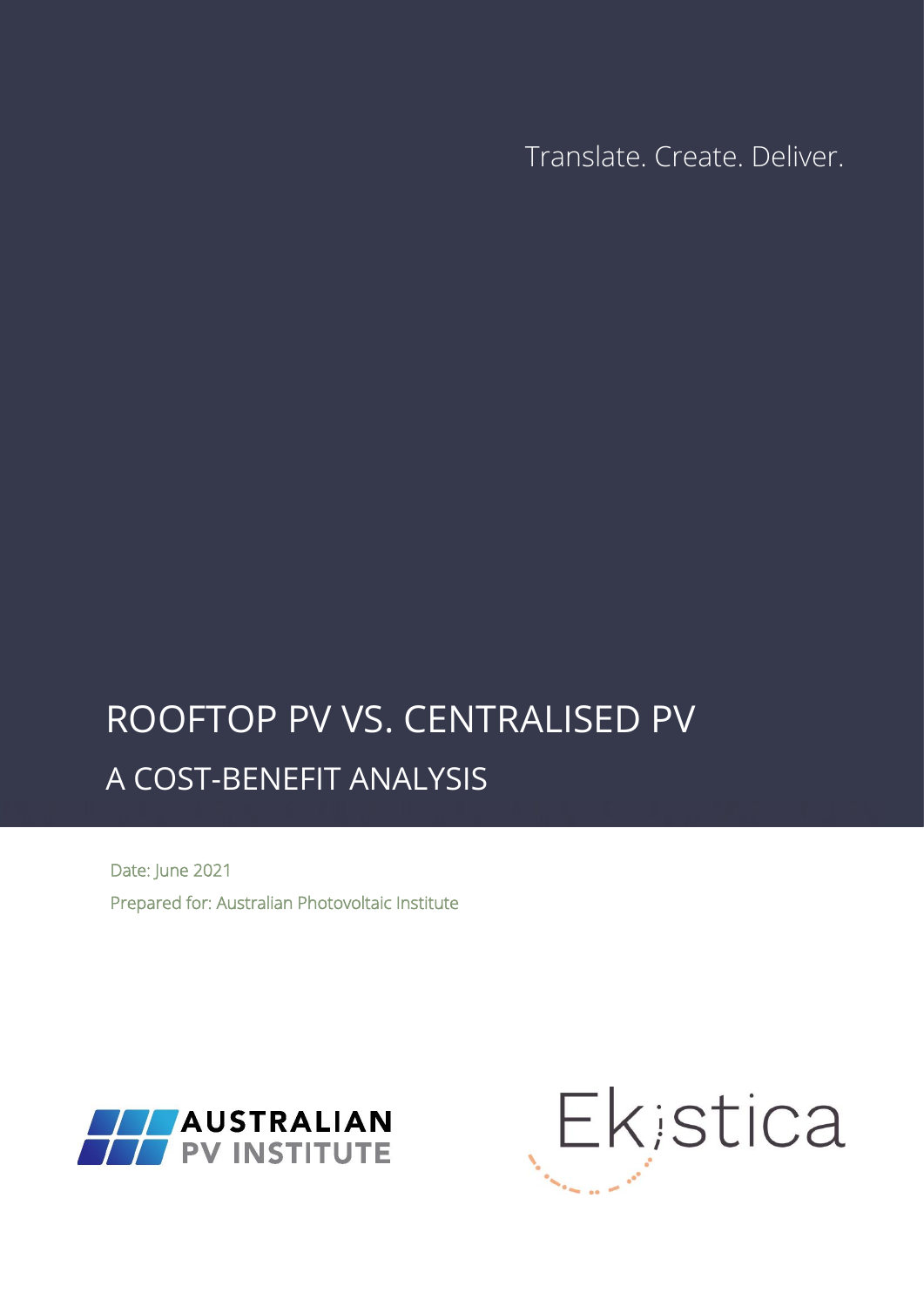Translate. Create. Deliver.

# ROOFTOP PV VS. CENTRALISED PV

## A COST-BENEFIT ANALYSIS

Date: June 2021

Prepared for: Australian Photovoltaic Institute

AUSTRALIAN PV INSTITUTE

Ekistica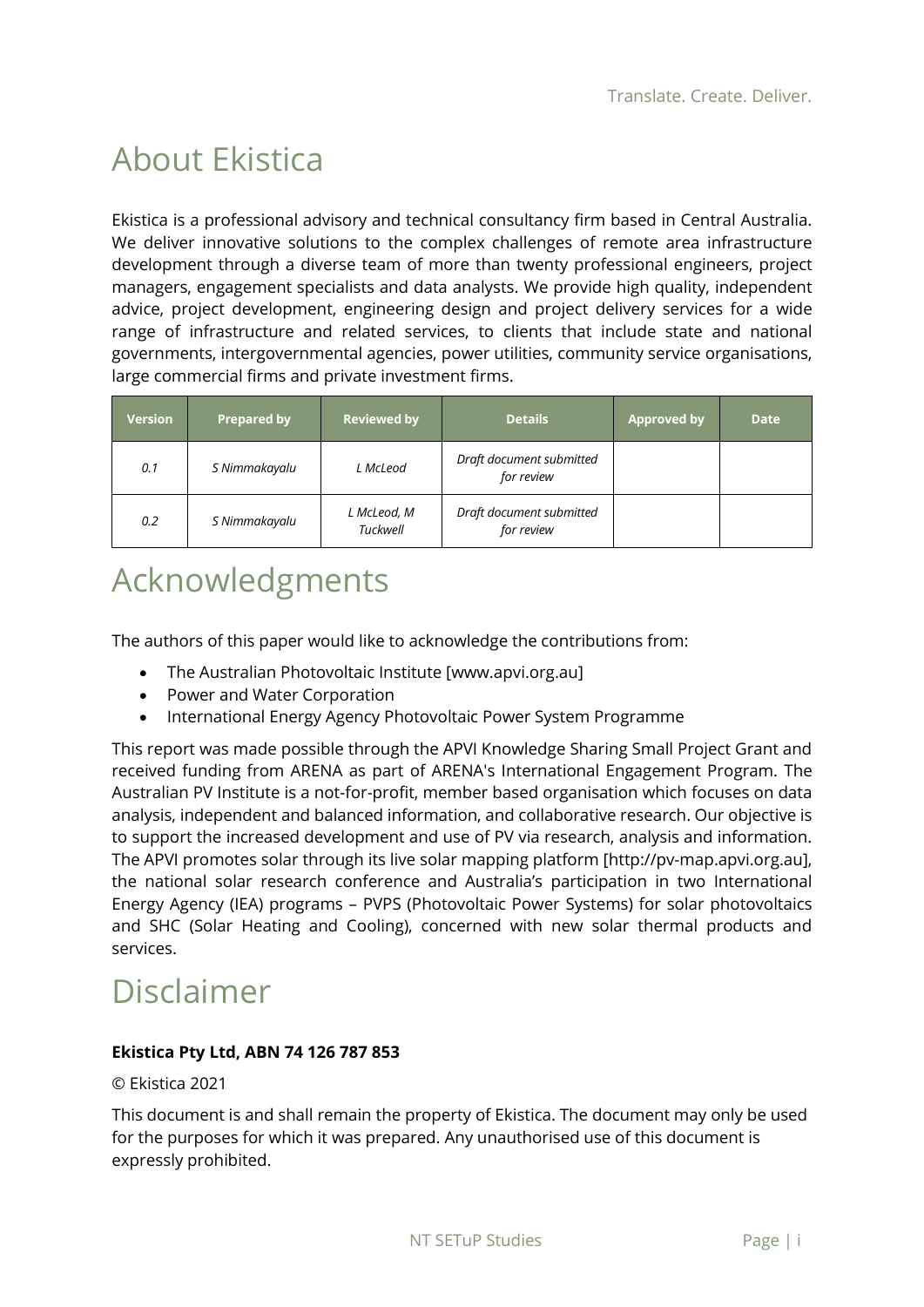Translate. Create. Deliver.

# About Ekistica

Ekistica is a professional advisory and technical consultancy firm based in Central Australia. We deliver innovative solutions to the complex challenges of remote area infrastructure development through a diverse team of more than twenty professional engineers, project managers, engagement specialists and data analysts. We provide high quality, independent advice, project development, engineering design and project delivery services for a wide range of infrastructure and related services, to clients that include state and national governments, intergovernmental agencies, power utilities, community service organisations, large commercial firms and private investment firms.

| Version | Prepared by | Reviewed by | Details | Approved by | Date |
|---|---|---|---|---|---|
| *0.1* | *S Nimmakayalu* | *L McLeod* | *Draft document submitted for review* | | |
| *0.2* | *S Nimmakayalu* | *L McLeod, M Tuckwell* | *Draft document submitted for review* | | |

# Acknowledgments

The authors of this paper would like to acknowledge the contributions from:

- The Australian Photovoltaic Institute [www.apvi.org.au]
- Power and Water Corporation
- International Energy Agency Photovoltaic Power System Programme

This report was made possible through the APVI Knowledge Sharing Small Project Grant and received funding from ARENA as part of ARENA's International Engagement Program. The Australian PV Institute is a not-for-profit, member based organisation which focuses on data analysis, independent and balanced information, and collaborative research. Our objective is to support the increased development and use of PV via research, analysis and information. The APVI promotes solar through its live solar mapping platform [http://pv-map.apvi.org.au], the national solar research conference and Australia's participation in two International Energy Agency (IEA) programs – PVPS (Photovoltaic Power Systems) for solar photovoltaics and SHC (Solar Heating and Cooling), concerned with new solar thermal products and services.

# Disclaimer

**Ekistica Pty Ltd, ABN 74 126 787 853**

© Ekistica 2021

This document is and shall remain the property of Ekistica. The document may only be used for the purposes for which it was prepared. Any unauthorised use of this document is expressly prohibited.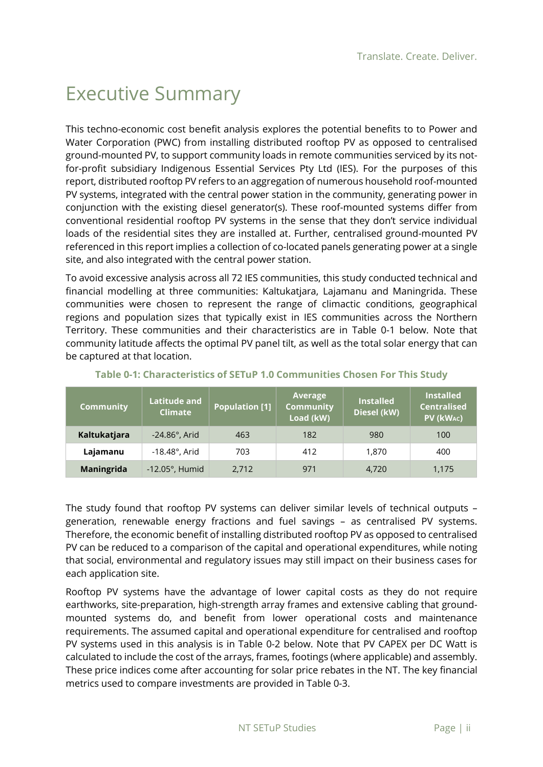# Executive Summary

This techno-economic cost benefit analysis explores the potential benefits to to Power and Water Corporation (PWC) from installing distributed rooftop PV as opposed to centralised ground-mounted PV, to support community loads in remote communities serviced by its not-for-profit subsidiary Indigenous Essential Services Pty Ltd (IES). For the purposes of this report, distributed rooftop PV refers to an aggregation of numerous household roof-mounted PV systems, integrated with the central power station in the community, generating power in conjunction with the existing diesel generator(s). These roof-mounted systems differ from conventional residential rooftop PV systems in the sense that they don't service individual loads of the residential sites they are installed at. Further, centralised ground-mounted PV referenced in this report implies a collection of co-located panels generating power at a single site, and also integrated with the central power station.

To avoid excessive analysis across all 72 IES communities, this study conducted technical and financial modelling at three communities: Kaltukatjara, Lajamanu and Maningrida. These communities were chosen to represent the range of climactic conditions, geographical regions and population sizes that typically exist in IES communities across the Northern Territory. These communities and their characteristics are in Table 0-1 below. Note that community latitude affects the optimal PV panel tilt, as well as the total solar energy that can be captured at that location.

**Table 0-1: Characteristics of SETuP 1.0 Communities Chosen For This Study**

| Community | Latitude and Climate | Population [1] | Average Community Load (kW) | Installed Diesel (kW) | Installed Centralised PV ($kW_{AC}$) |
|---|---|---|---|---|---|
| **Kaltukatjara** | -24.86°, Arid | 463 | 182 | 980 | 100 |
| **Lajamanu** | -18.48°, Arid | 703 | 412 | 1,870 | 400 |
| **Maningrida** | -12.05°, Humid | 2,712 | 971 | 4,720 | 1,175 |

The study found that rooftop PV systems can deliver similar levels of technical outputs – generation, renewable energy fractions and fuel savings – as centralised PV systems. Therefore, the economic benefit of installing distributed rooftop PV as opposed to centralised PV can be reduced to a comparison of the capital and operational expenditures, while noting that social, environmental and regulatory issues may still impact on their business cases for each application site.

Rooftop PV systems have the advantage of lower capital costs as they do not require earthworks, site-preparation, high-strength array frames and extensive cabling that ground-mounted systems do, and benefit from lower operational costs and maintenance requirements. The assumed capital and operational expenditure for centralised and rooftop PV systems used in this analysis is in Table 0-2 below. Note that PV CAPEX per DC Watt is calculated to include the cost of the arrays, frames, footings (where applicable) and assembly. These price indices come after accounting for solar price rebates in the NT. The key financial metrics used to compare investments are provided in Table 0-3.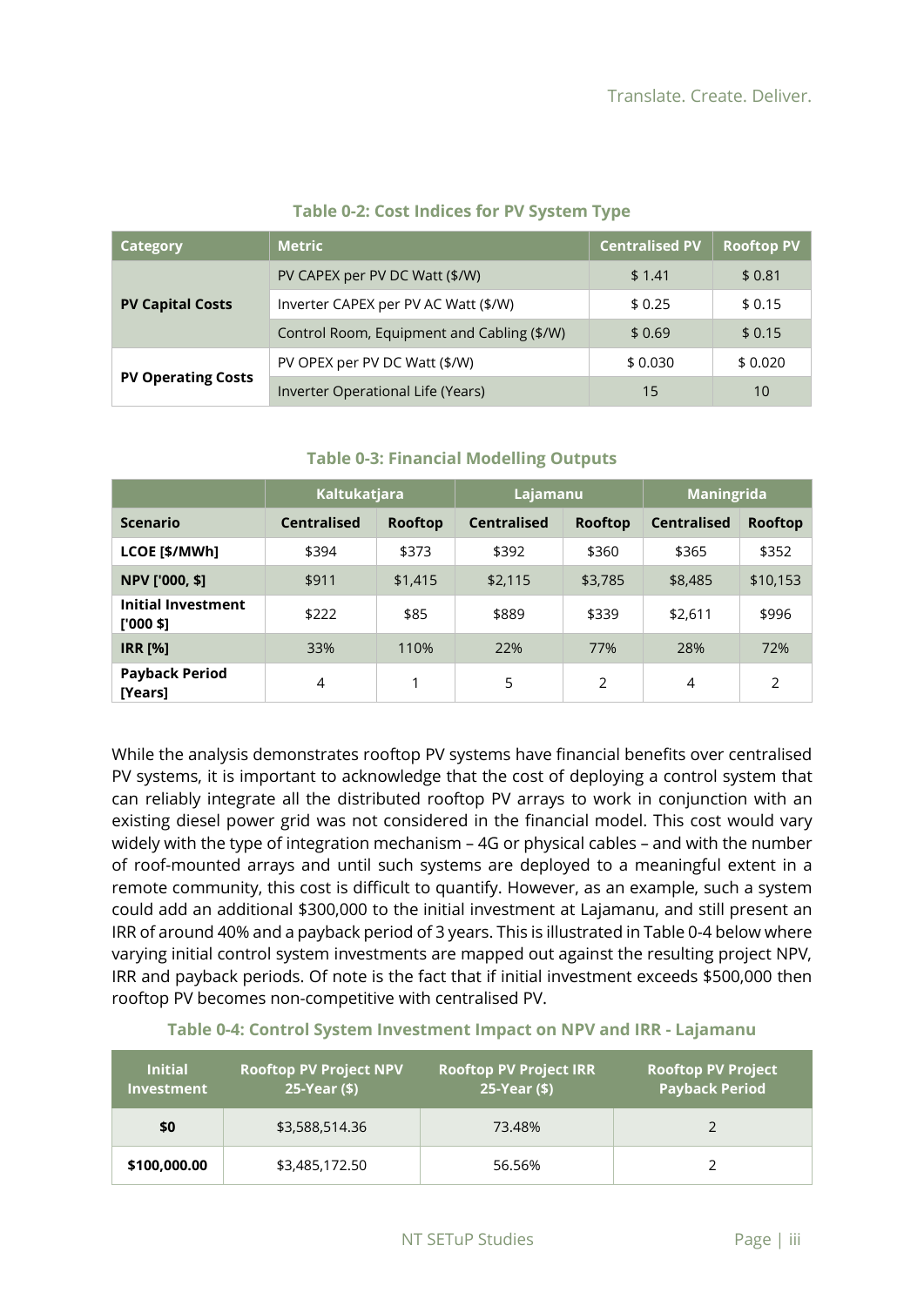**Table 0-2: Cost Indices for PV System Type**

| Category | Metric | Centralised PV | Rooftop PV |
|---|---|---|---|
| PV Capital Costs | PV CAPEX per PV DC Watt ($/W) | $ 1.41 | $ 0.81 |
| | Inverter CAPEX per PV AC Watt ($/W) | $ 0.25 | $ 0.15 |
| | Control Room, Equipment and Cabling ($/W) | $ 0.69 | $ 0.15 |
| PV Operating Costs | PV OPEX per PV DC Watt ($/W) | $ 0.030 | $ 0.020 |
| | Inverter Operational Life (Years) | 15 | 10 |

**Table 0-3: Financial Modelling Outputs**

| | Kaltukatjara | | Lajamanu | | Maningrida | |
|---|---|---|---|---|---|---|
| **Scenario** | **Centralised** | **Rooftop** | **Centralised** | **Rooftop** | **Centralised** | **Rooftop** |
| **LCOE [$/MWh]** | $394 | $373 | $392 | $360 | $365 | $352 |
| **NPV ['000, $]** | $911 | $1,415 | $2,115 | $3,785 | $8,485 | $10,153 |
| **Initial Investment ['000 $]** | $222 | $85 | $889 | $339 | $2,611 | $996 |
| **IRR [%]** | 33% | 110% | 22% | 77% | 28% | 72% |
| **Payback Period [Years]** | 4 | 1 | 5 | 2 | 4 | 2 |

While the analysis demonstrates rooftop PV systems have financial benefits over centralised PV systems, it is important to acknowledge that the cost of deploying a control system that can reliably integrate all the distributed rooftop PV arrays to work in conjunction with an existing diesel power grid was not considered in the financial model. This cost would vary widely with the type of integration mechanism – 4G or physical cables – and with the number of roof-mounted arrays and until such systems are deployed to a meaningful extent in a remote community, this cost is difficult to quantify. However, as an example, such a system could add an additional $300,000 to the initial investment at Lajamanu, and still present an IRR of around 40% and a payback period of 3 years. This is illustrated in Table 0-4 below where varying initial control system investments are mapped out against the resulting project NPV, IRR and payback periods. Of note is the fact that if initial investment exceeds $500,000 then rooftop PV becomes non-competitive with centralised PV.

**Table 0-4: Control System Investment Impact on NPV and IRR - Lajamanu**

| Initial Investment | Rooftop PV Project NPV 25-Year ($) | Rooftop PV Project IRR 25-Year ($) | Rooftop PV Project Payback Period |
|---|---|---|---|
| **$0** | $3,588,514.36 | 73.48% | 2 |
| **$100,000.00** | $3,485,172.50 | 56.56% | 2 |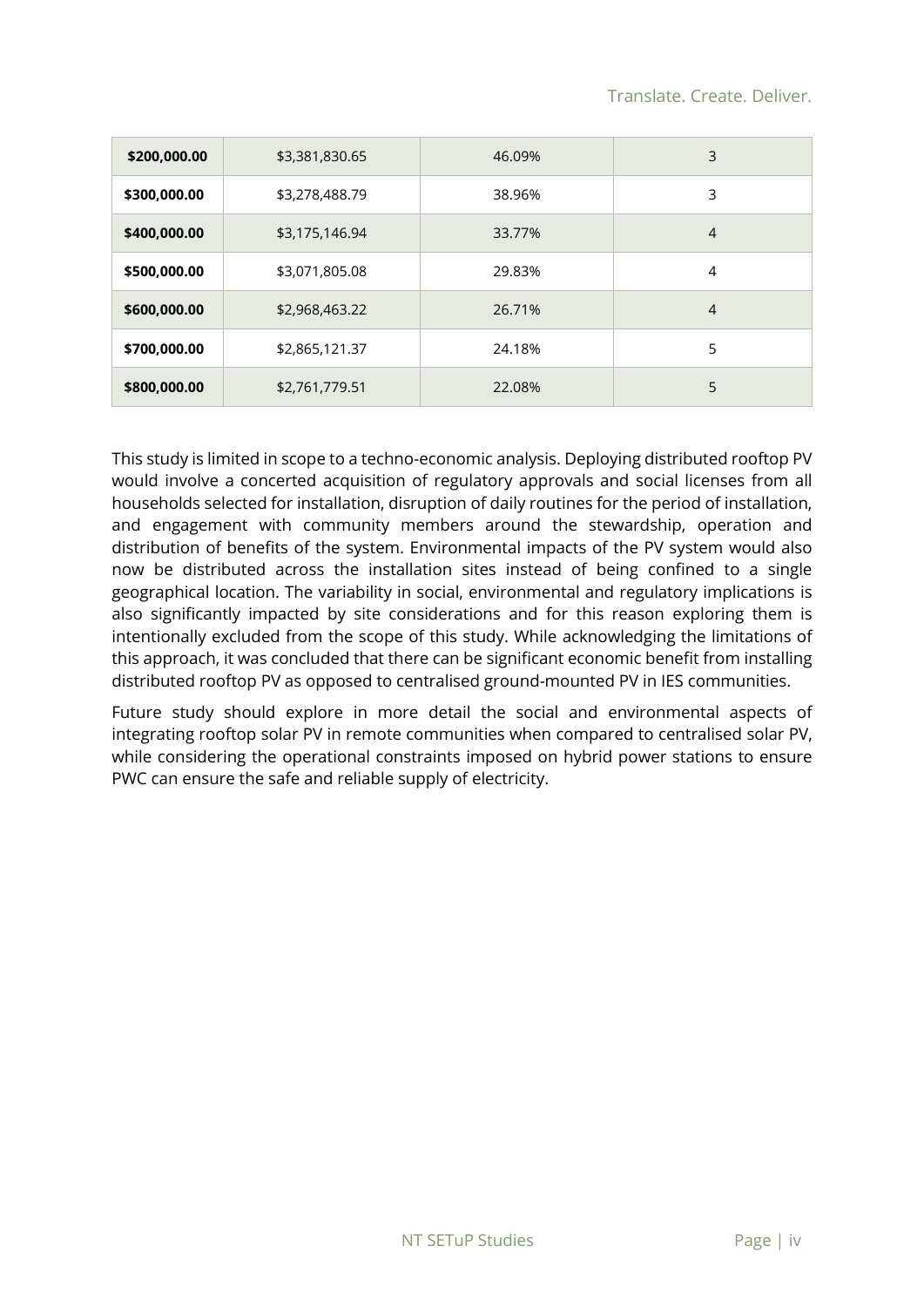| | | | |
|---|---|---|---|
| **$200,000.00** | $3,381,830.65 | 46.09% | 3 |
| **$300,000.00** | $3,278,488.79 | 38.96% | 3 |
| **$400,000.00** | $3,175,146.94 | 33.77% | 4 |
| **$500,000.00** | $3,071,805.08 | 29.83% | 4 |
| **$600,000.00** | $2,968,463.22 | 26.71% | 4 |
| **$700,000.00** | $2,865,121.37 | 24.18% | 5 |
| **$800,000.00** | $2,761,779.51 | 22.08% | 5 |

This study is limited in scope to a techno-economic analysis. Deploying distributed rooftop PV would involve a concerted acquisition of regulatory approvals and social licenses from all households selected for installation, disruption of daily routines for the period of installation, and engagement with community members around the stewardship, operation and distribution of benefits of the system. Environmental impacts of the PV system would also now be distributed across the installation sites instead of being confined to a single geographical location. The variability in social, environmental and regulatory implications is also significantly impacted by site considerations and for this reason exploring them is intentionally excluded from the scope of this study. While acknowledging the limitations of this approach, it was concluded that there can be significant economic benefit from installing distributed rooftop PV as opposed to centralised ground-mounted PV in IES communities.

Future study should explore in more detail the social and environmental aspects of integrating rooftop solar PV in remote communities when compared to centralised solar PV, while considering the operational constraints imposed on hybrid power stations to ensure PWC can ensure the safe and reliable supply of electricity.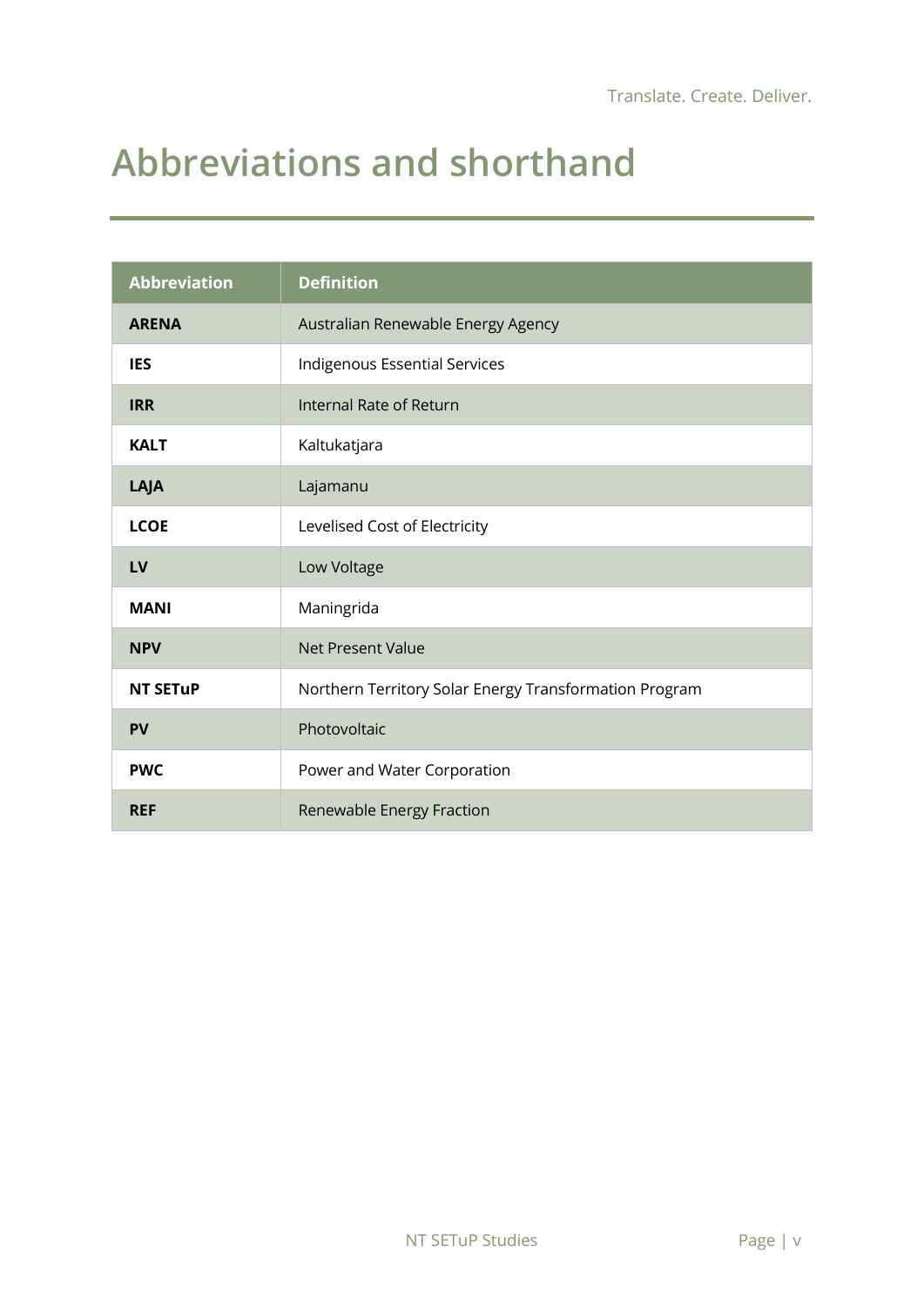# Abbreviations and shorthand

| Abbreviation | Definition |
| --- | --- |
| **ARENA** | Australian Renewable Energy Agency |
| **IES** | Indigenous Essential Services |
| **IRR** | Internal Rate of Return |
| **KALT** | Kaltukatjara |
| **LAJA** | Lajamanu |
| **LCOE** | Levelised Cost of Electricity |
| **LV** | Low Voltage |
| **MANI** | Maningrida |
| **NPV** | Net Present Value |
| **NT SETuP** | Northern Territory Solar Energy Transformation Program |
| **PV** | Photovoltaic |
| **PWC** | Power and Water Corporation |
| **REF** | Renewable Energy Fraction |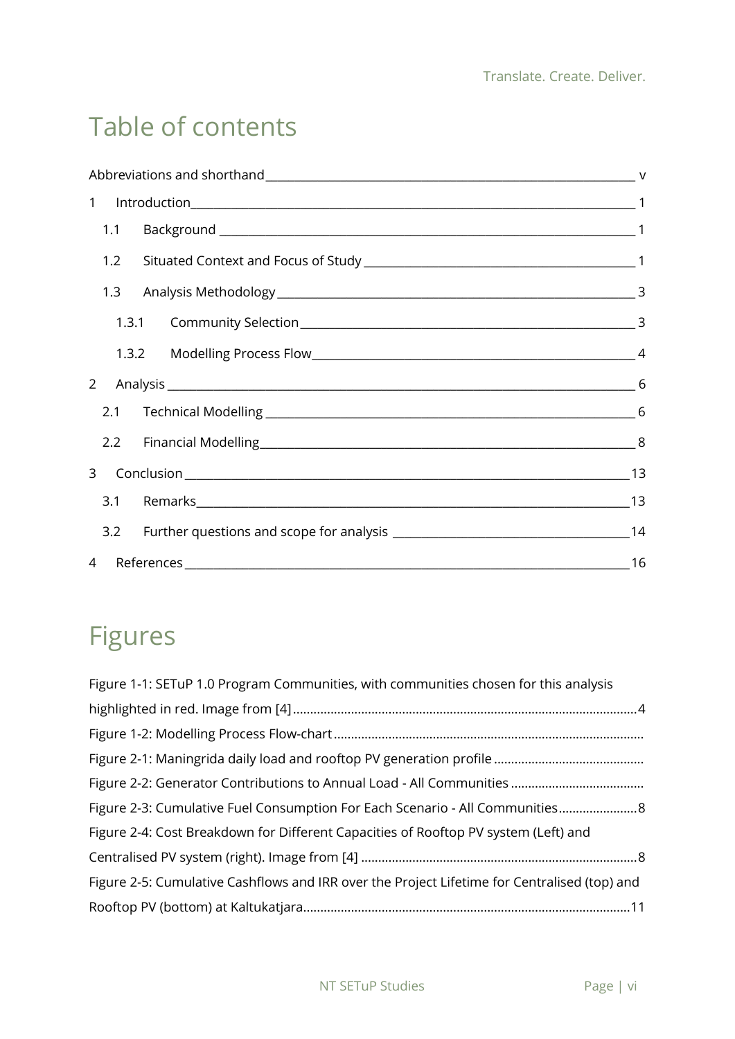# Table of contents

Abbreviations and shorthand ____ v

1 Introduction ____ 1

1.1 Background ____ 1

1.2 Situated Context and Focus of Study ____ 1

1.3 Analysis Methodology ____ 3

1.3.1 Community Selection ____ 3

1.3.2 Modelling Process Flow ____ 4

2 Analysis ____ 6

2.1 Technical Modelling ____ 6

2.2 Financial Modelling ____ 8

3 Conclusion ____ 13

3.1 Remarks ____ 13

3.2 Further questions and scope for analysis ____ 14

4 References ____ 16

# Figures

Figure 1-1: SETuP 1.0 Program Communities, with communities chosen for this analysis highlighted in red. Image from [4] ........ 4

Figure 1-2: Modelling Process Flow-chart ........

Figure 2-1: Maningrida daily load and rooftop PV generation profile ........

Figure 2-2: Generator Contributions to Annual Load - All Communities ........

Figure 2-3: Cumulative Fuel Consumption For Each Scenario - All Communities ........ 8

Figure 2-4: Cost Breakdown for Different Capacities of Rooftop PV system (Left) and Centralised PV system (right). Image from [4] ........ 8

Figure 2-5: Cumulative Cashflows and IRR over the Project Lifetime for Centralised (top) and Rooftop PV (bottom) at Kaltukatjara ........ 11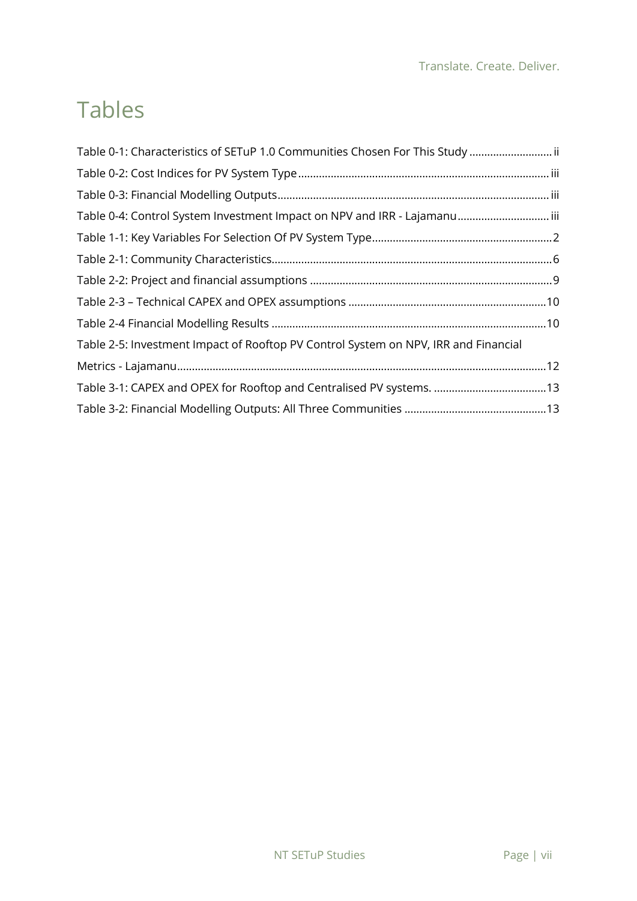# Tables

Table 0-1: Characteristics of SETuP 1.0 Communities Chosen For This Study ........................... ii

Table 0-2: Cost Indices for PV System Type ....................................................................................... iii

Table 0-3: Financial Modelling Outputs ............................................................................................. iii

Table 0-4: Control System Investment Impact on NPV and IRR - Lajamanu ............................... iii

Table 1-1: Key Variables For Selection Of PV System Type ............................................................. 2

Table 2-1: Community Characteristics ................................................................................................ 6

Table 2-2: Project and financial assumptions ................................................................................... 9

Table 2-3 – Technical CAPEX and OPEX assumptions ................................................................... 10

Table 2-4 Financial Modelling Results .............................................................................................. 10

Table 2-5: Investment Impact of Rooftop PV Control System on NPV, IRR and Financial Metrics - Lajamanu .............................................................................................................................. 12

Table 3-1: CAPEX and OPEX for Rooftop and Centralised PV systems. ...................................... 13

Table 3-2: Financial Modelling Outputs: All Three Communities ................................................ 13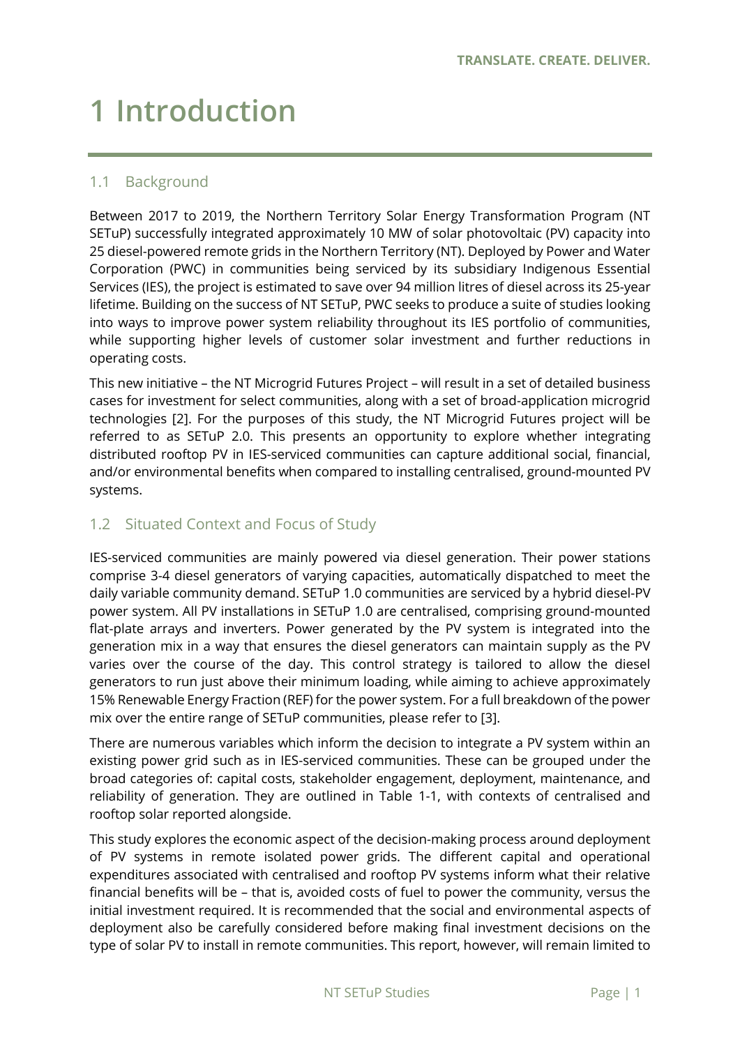# 1 Introduction

## 1.1 Background

Between 2017 to 2019, the Northern Territory Solar Energy Transformation Program (NT SETuP) successfully integrated approximately 10 MW of solar photovoltaic (PV) capacity into 25 diesel-powered remote grids in the Northern Territory (NT). Deployed by Power and Water Corporation (PWC) in communities being serviced by its subsidiary Indigenous Essential Services (IES), the project is estimated to save over 94 million litres of diesel across its 25-year lifetime. Building on the success of NT SETuP, PWC seeks to produce a suite of studies looking into ways to improve power system reliability throughout its IES portfolio of communities, while supporting higher levels of customer solar investment and further reductions in operating costs.

This new initiative – the NT Microgrid Futures Project – will result in a set of detailed business cases for investment for select communities, along with a set of broad-application microgrid technologies [2]. For the purposes of this study, the NT Microgrid Futures project will be referred to as SETuP 2.0. This presents an opportunity to explore whether integrating distributed rooftop PV in IES-serviced communities can capture additional social, financial, and/or environmental benefits when compared to installing centralised, ground-mounted PV systems.

## 1.2 Situated Context and Focus of Study

IES-serviced communities are mainly powered via diesel generation. Their power stations comprise 3-4 diesel generators of varying capacities, automatically dispatched to meet the daily variable community demand. SETuP 1.0 communities are serviced by a hybrid diesel-PV power system. All PV installations in SETuP 1.0 are centralised, comprising ground-mounted flat-plate arrays and inverters. Power generated by the PV system is integrated into the generation mix in a way that ensures the diesel generators can maintain supply as the PV varies over the course of the day. This control strategy is tailored to allow the diesel generators to run just above their minimum loading, while aiming to achieve approximately 15% Renewable Energy Fraction (REF) for the power system. For a full breakdown of the power mix over the entire range of SETuP communities, please refer to [3].

There are numerous variables which inform the decision to integrate a PV system within an existing power grid such as in IES-serviced communities. These can be grouped under the broad categories of: capital costs, stakeholder engagement, deployment, maintenance, and reliability of generation. They are outlined in Table 1-1, with contexts of centralised and rooftop solar reported alongside.

This study explores the economic aspect of the decision-making process around deployment of PV systems in remote isolated power grids. The different capital and operational expenditures associated with centralised and rooftop PV systems inform what their relative financial benefits will be – that is, avoided costs of fuel to power the community, versus the initial investment required. It is recommended that the social and environmental aspects of deployment also be carefully considered before making final investment decisions on the type of solar PV to install in remote communities. This report, however, will remain limited to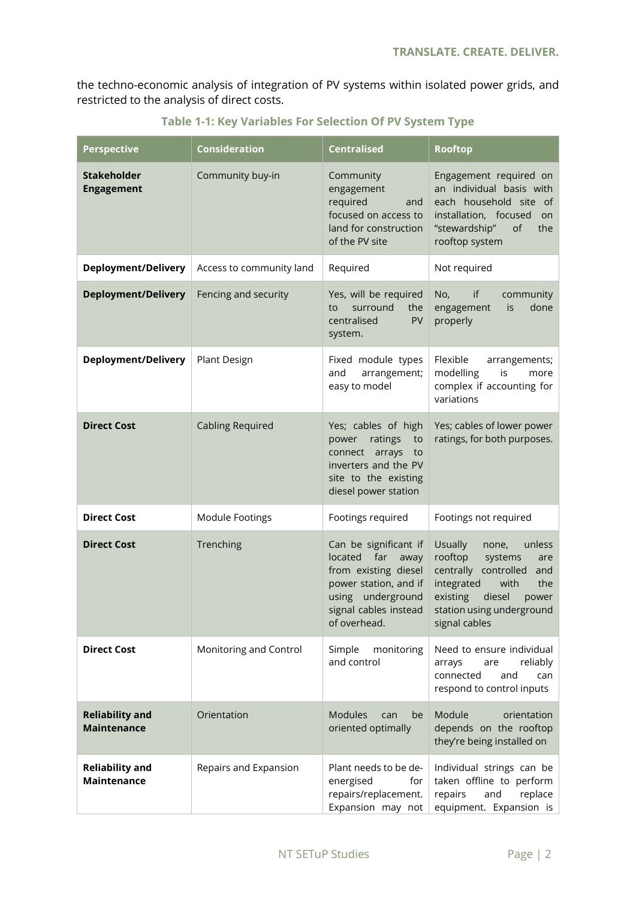the techno-economic analysis of integration of PV systems within isolated power grids, and restricted to the analysis of direct costs.

**Table 1-1: Key Variables For Selection Of PV System Type**

| Perspective | Consideration | Centralised | Rooftop |
|---|---|---|---|
| **Stakeholder Engagement** | Community buy-in | Community engagement required and focused on access to land for construction of the PV site | Engagement required on an individual basis with each household site of installation, focused on "stewardship" of the rooftop system |
| **Deployment/Delivery** | Access to community land | Required | Not required |
| **Deployment/Delivery** | Fencing and security | Yes, will be required to surround the centralised PV system. | No, if community engagement is done properly |
| **Deployment/Delivery** | Plant Design | Fixed module types and arrangement; easy to model | Flexible arrangements; modelling is more complex if accounting for variations |
| **Direct Cost** | Cabling Required | Yes; cables of high power ratings to connect arrays to inverters and the PV site to the existing diesel power station | Yes; cables of lower power ratings, for both purposes. |
| **Direct Cost** | Module Footings | Footings required | Footings not required |
| **Direct Cost** | Trenching | Can be significant if located far away from existing diesel power station, and if using underground signal cables instead of overhead. | Usually none, unless rooftop systems are centrally controlled and integrated with the existing diesel power station using underground signal cables |
| **Direct Cost** | Monitoring and Control | Simple monitoring and control | Need to ensure individual arrays are reliably connected and can respond to control inputs |
| **Reliability and Maintenance** | Orientation | Modules can be oriented optimally | Module orientation depends on the rooftop they're being installed on |
| **Reliability and Maintenance** | Repairs and Expansion | Plant needs to be de-energised for repairs/replacement. Expansion may not | Individual strings can be taken offline to perform repairs and replace equipment. Expansion is |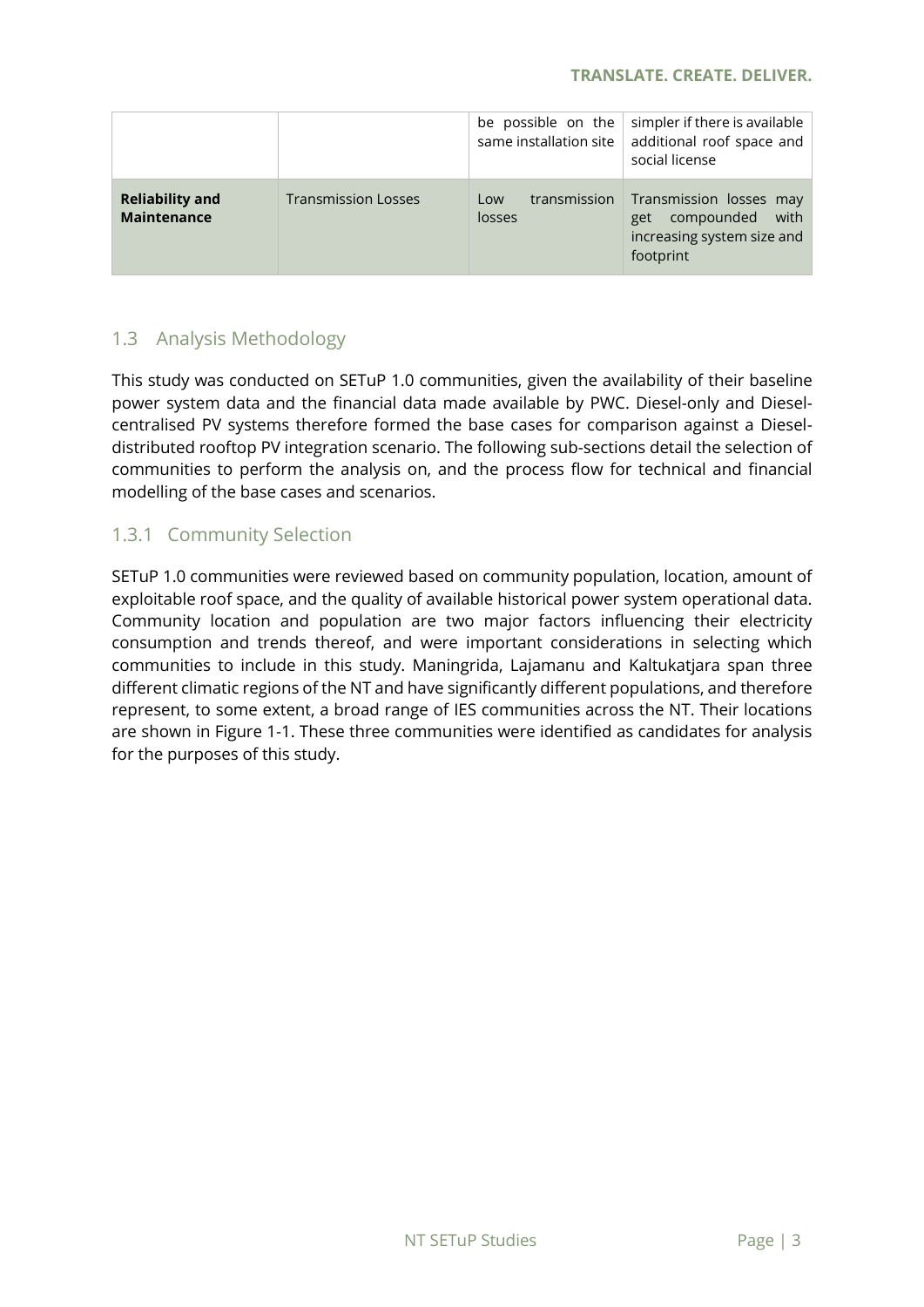| | | be possible on the same installation site | simpler if there is available additional roof space and social license |
|---|---|---|---|
| **Reliability and Maintenance** | Transmission Losses | Low transmission losses | Transmission losses may get compounded with increasing system size and footprint |

## 1.3 Analysis Methodology

This study was conducted on SETuP 1.0 communities, given the availability of their baseline power system data and the financial data made available by PWC. Diesel-only and Diesel-centralised PV systems therefore formed the base cases for comparison against a Diesel-distributed rooftop PV integration scenario. The following sub-sections detail the selection of communities to perform the analysis on, and the process flow for technical and financial modelling of the base cases and scenarios.

### 1.3.1 Community Selection

SETuP 1.0 communities were reviewed based on community population, location, amount of exploitable roof space, and the quality of available historical power system operational data. Community location and population are two major factors influencing their electricity consumption and trends thereof, and were important considerations in selecting which communities to include in this study. Maningrida, Lajamanu and Kaltukatjara span three different climatic regions of the NT and have significantly different populations, and therefore represent, to some extent, a broad range of IES communities across the NT. Their locations are shown in Figure 1-1. These three communities were identified as candidates for analysis for the purposes of this study.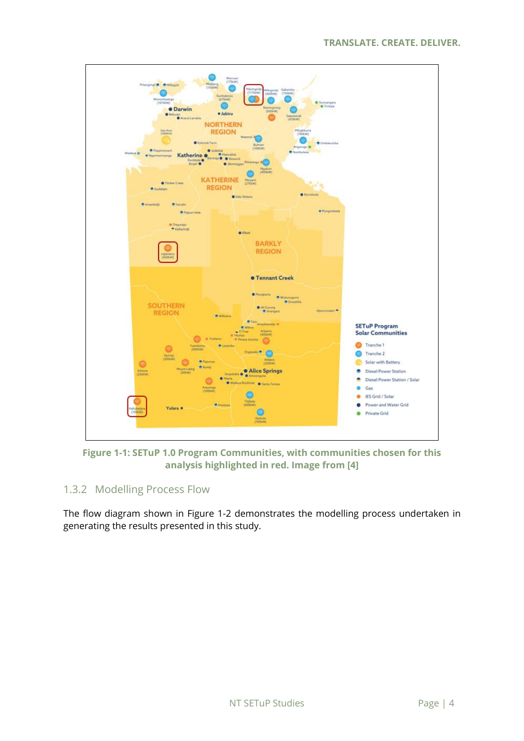Figure 1-1: SETuP 1.0 Program Communities, with communities chosen for this analysis highlighted in red. Image from [4]

### 1.3.2 Modelling Process Flow

The flow diagram shown in Figure 1-2 demonstrates the modelling process undertaken in generating the results presented in this study.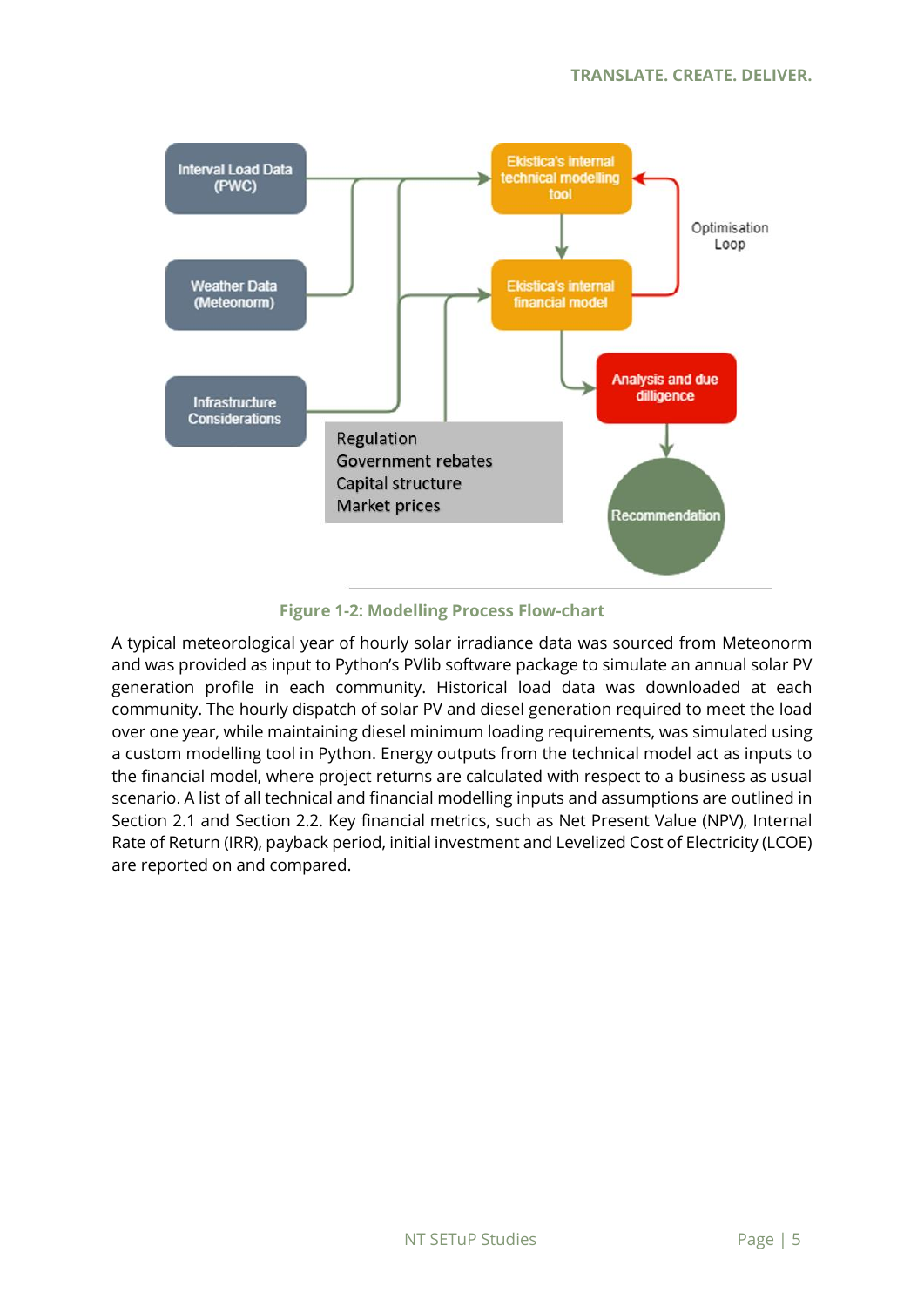Figure 1-2: Modelling Process Flow-chart

A typical meteorological year of hourly solar irradiance data was sourced from Meteonorm and was provided as input to Python's PVlib software package to simulate an annual solar PV generation profile in each community. Historical load data was downloaded at each community. The hourly dispatch of solar PV and diesel generation required to meet the load over one year, while maintaining diesel minimum loading requirements, was simulated using a custom modelling tool in Python. Energy outputs from the technical model act as inputs to the financial model, where project returns are calculated with respect to a business as usual scenario. A list of all technical and financial modelling inputs and assumptions are outlined in Section 2.1 and Section 2.2. Key financial metrics, such as Net Present Value (NPV), Internal Rate of Return (IRR), payback period, initial investment and Levelized Cost of Electricity (LCOE) are reported on and compared.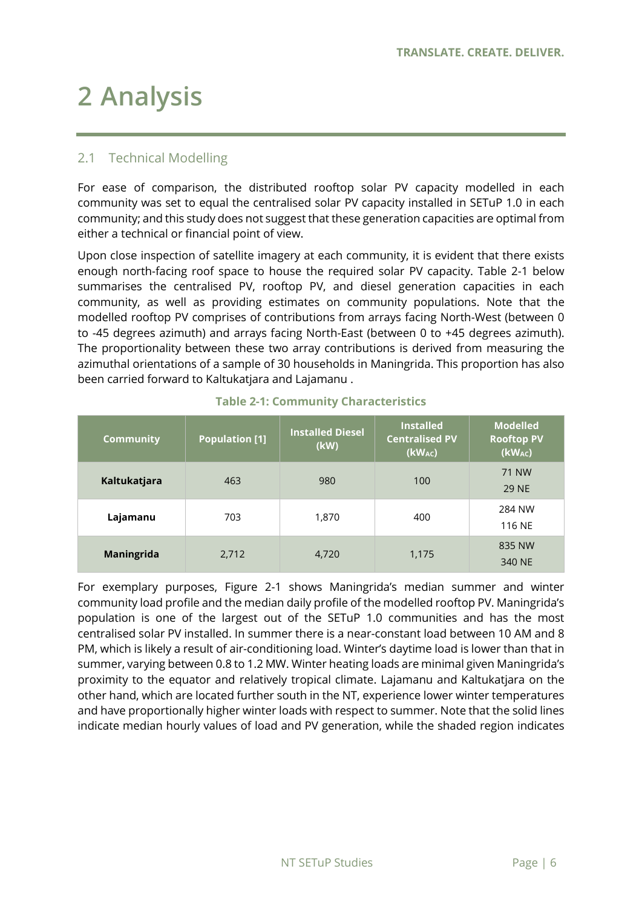# 2 Analysis

## 2.1 Technical Modelling

For ease of comparison, the distributed rooftop solar PV capacity modelled in each community was set to equal the centralised solar PV capacity installed in SETuP 1.0 in each community; and this study does not suggest that these generation capacities are optimal from either a technical or financial point of view.

Upon close inspection of satellite imagery at each community, it is evident that there exists enough north-facing roof space to house the required solar PV capacity. Table 2-1 below summarises the centralised PV, rooftop PV, and diesel generation capacities in each community, as well as providing estimates on community populations. Note that the modelled rooftop PV comprises of contributions from arrays facing North-West (between 0 to -45 degrees azimuth) and arrays facing North-East (between 0 to +45 degrees azimuth). The proportionality between these two array contributions is derived from measuring the azimuthal orientations of a sample of 30 households in Maningrida. This proportion has also been carried forward to Kaltukatjara and Lajamanu .

**Table 2-1: Community Characteristics**

| Community | Population [1] | Installed Diesel (kW) | Installed Centralised PV ($kW_{AC}$) | Modelled Rooftop PV ($kW_{AC}$) |
|---|---|---|---|---|
| **Kaltukatjara** | 463 | 980 | 100 | 71 NW<br>29 NE |
| **Lajamanu** | 703 | 1,870 | 400 | 284 NW<br>116 NE |
| **Maningrida** | 2,712 | 4,720 | 1,175 | 835 NW<br>340 NE |

For exemplary purposes, Figure 2-1 shows Maningrida's median summer and winter community load profile and the median daily profile of the modelled rooftop PV. Maningrida's population is one of the largest out of the SETuP 1.0 communities and has the most centralised solar PV installed. In summer there is a near-constant load between 10 AM and 8 PM, which is likely a result of air-conditioning load. Winter's daytime load is lower than that in summer, varying between 0.8 to 1.2 MW. Winter heating loads are minimal given Maningrida's proximity to the equator and relatively tropical climate. Lajamanu and Kaltukatjara on the other hand, which are located further south in the NT, experience lower winter temperatures and have proportionally higher winter loads with respect to summer. Note that the solid lines indicate median hourly values of load and PV generation, while the shaded region indicates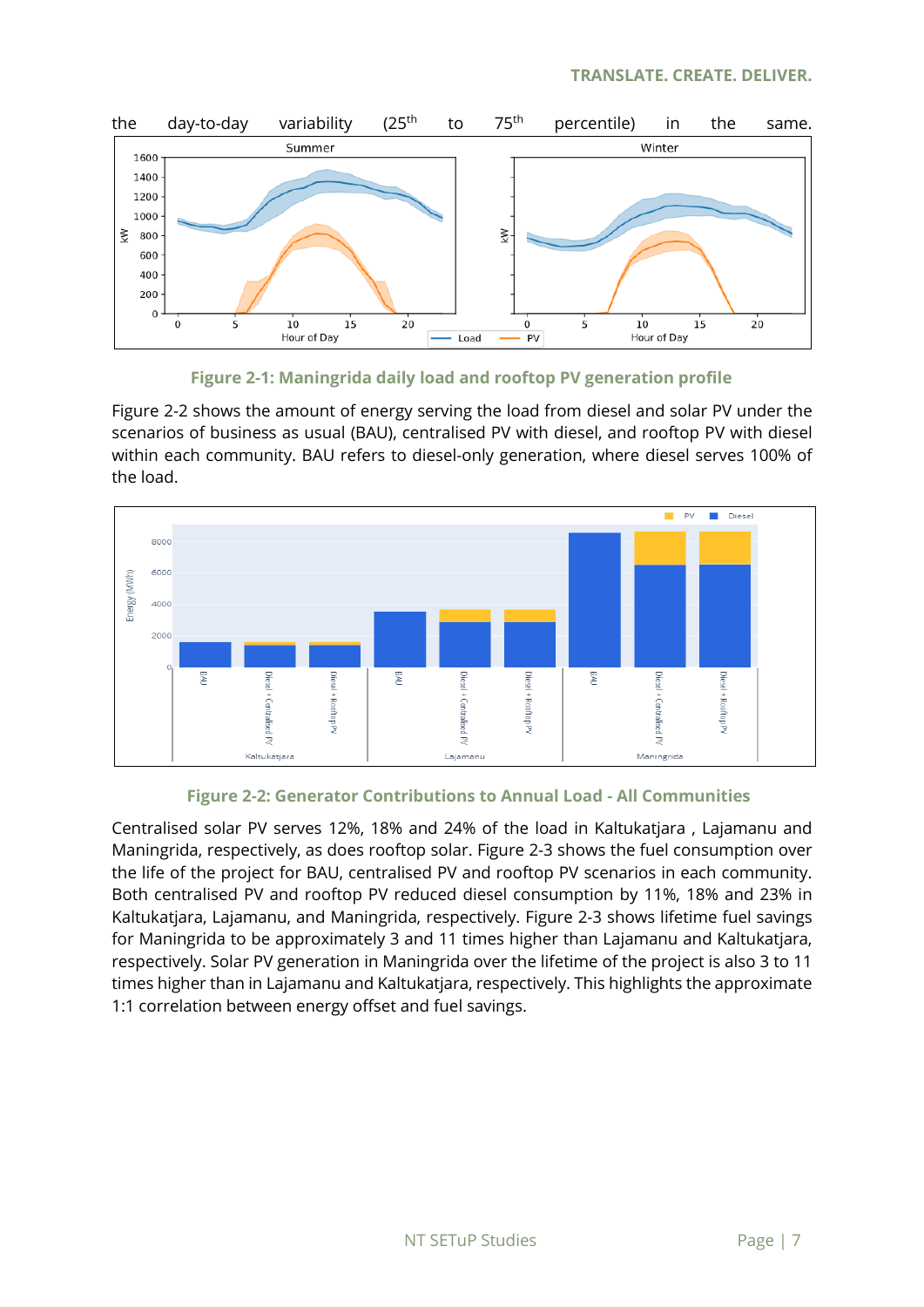the day-to-day variability (25th to 75th percentile) in the same.

Figure 2-1: Maningrida daily load and rooftop PV generation profile

Figure 2-2 shows the amount of energy serving the load from diesel and solar PV under the scenarios of business as usual (BAU), centralised PV with diesel, and rooftop PV with diesel within each community. BAU refers to diesel-only generation, where diesel serves 100% of the load.

Figure 2-2: Generator Contributions to Annual Load - All Communities

Centralised solar PV serves 12%, 18% and 24% of the load in Kaltukatjara , Lajamanu and Maningrida, respectively, as does rooftop solar. Figure 2-3 shows the fuel consumption over the life of the project for BAU, centralised PV and rooftop PV scenarios in each community. Both centralised PV and rooftop PV reduced diesel consumption by 11%, 18% and 23% in Kaltukatjara, Lajamanu, and Maningrida, respectively. Figure 2-3 shows lifetime fuel savings for Maningrida to be approximately 3 and 11 times higher than Lajamanu and Kaltukatjara, respectively. Solar PV generation in Maningrida over the lifetime of the project is also 3 to 11 times higher than in Lajamanu and Kaltukatjara, respectively. This highlights the approximate 1:1 correlation between energy offset and fuel savings.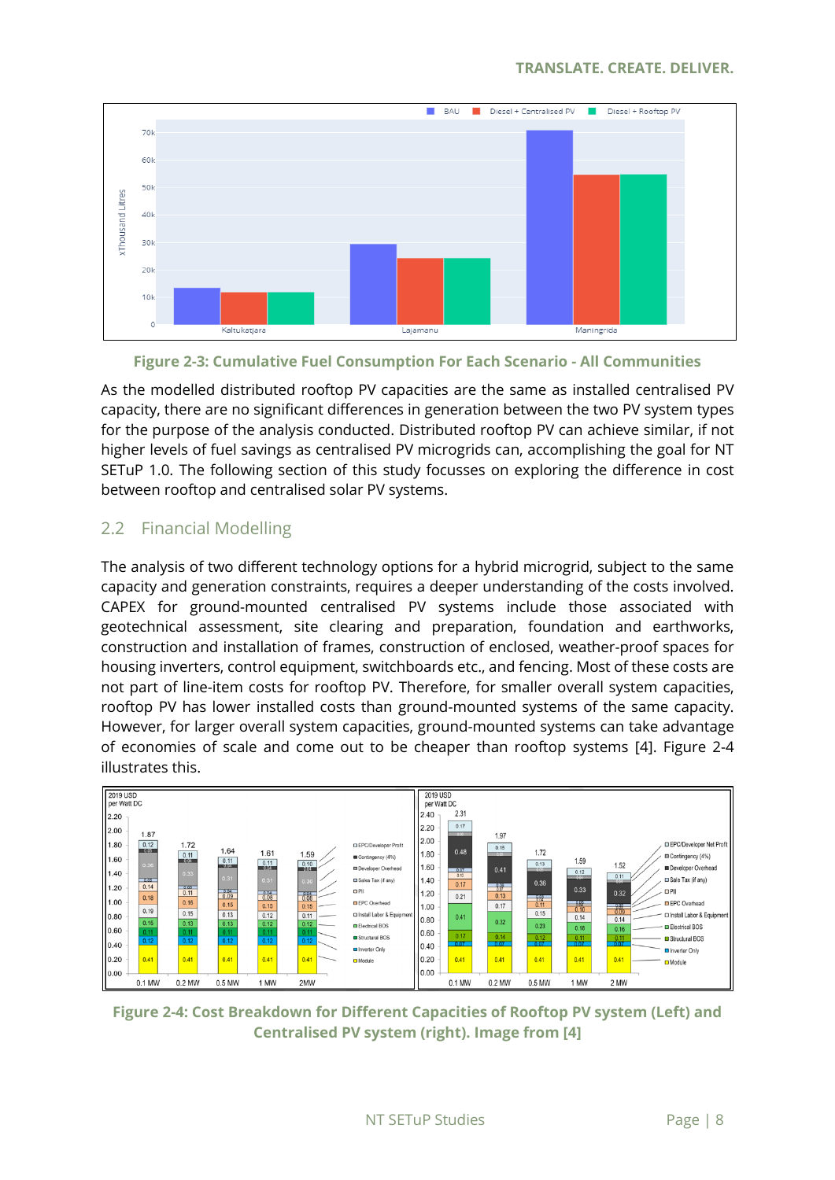Figure 2-3: Cumulative Fuel Consumption For Each Scenario - All Communities

As the modelled distributed rooftop PV capacities are the same as installed centralised PV capacity, there are no significant differences in generation between the two PV system types for the purpose of the analysis conducted. Distributed rooftop PV can achieve similar, if not higher levels of fuel savings as centralised PV microgrids can, accomplishing the goal for NT SETuP 1.0. The following section of this study focusses on exploring the difference in cost between rooftop and centralised solar PV systems.

## 2.2 Financial Modelling

The analysis of two different technology options for a hybrid microgrid, subject to the same capacity and generation constraints, requires a deeper understanding of the costs involved. CAPEX for ground-mounted centralised PV systems include those associated with geotechnical assessment, site clearing and preparation, foundation and earthworks, construction and installation of frames, construction of enclosed, weather-proof spaces for housing inverters, control equipment, switchboards etc., and fencing. Most of these costs are not part of line-item costs for rooftop PV. Therefore, for smaller overall system capacities, rooftop PV has lower installed costs than ground-mounted systems of the same capacity. However, for larger overall system capacities, ground-mounted systems can take advantage of economies of scale and come out to be cheaper than rooftop systems [4]. Figure 2-4 illustrates this.

Figure 2-4: Cost Breakdown for Different Capacities of Rooftop PV system (Left) and Centralised PV system (right). Image from [4]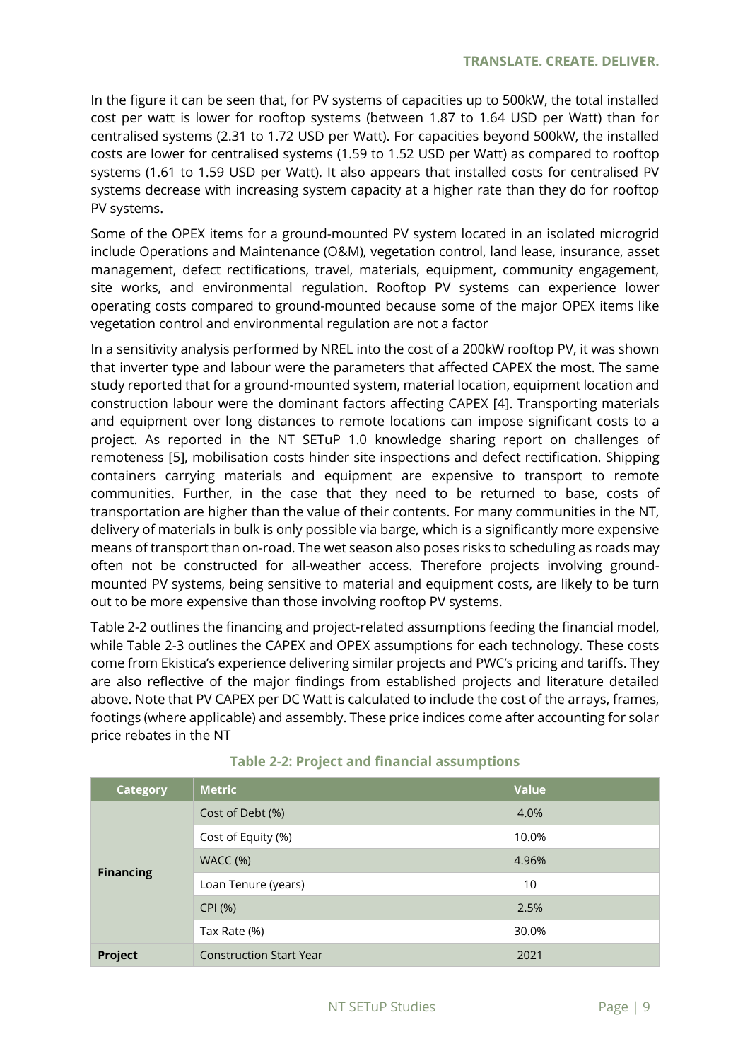In the figure it can be seen that, for PV systems of capacities up to 500kW, the total installed cost per watt is lower for rooftop systems (between 1.87 to 1.64 USD per Watt) than for centralised systems (2.31 to 1.72 USD per Watt). For capacities beyond 500kW, the installed costs are lower for centralised systems (1.59 to 1.52 USD per Watt) as compared to rooftop systems (1.61 to 1.59 USD per Watt). It also appears that installed costs for centralised PV systems decrease with increasing system capacity at a higher rate than they do for rooftop PV systems.

Some of the OPEX items for a ground-mounted PV system located in an isolated microgrid include Operations and Maintenance (O&M), vegetation control, land lease, insurance, asset management, defect rectifications, travel, materials, equipment, community engagement, site works, and environmental regulation. Rooftop PV systems can experience lower operating costs compared to ground-mounted because some of the major OPEX items like vegetation control and environmental regulation are not a factor

In a sensitivity analysis performed by NREL into the cost of a 200kW rooftop PV, it was shown that inverter type and labour were the parameters that affected CAPEX the most. The same study reported that for a ground-mounted system, material location, equipment location and construction labour were the dominant factors affecting CAPEX [4]. Transporting materials and equipment over long distances to remote locations can impose significant costs to a project. As reported in the NT SETuP 1.0 knowledge sharing report on challenges of remoteness [5], mobilisation costs hinder site inspections and defect rectification. Shipping containers carrying materials and equipment are expensive to transport to remote communities. Further, in the case that they need to be returned to base, costs of transportation are higher than the value of their contents. For many communities in the NT, delivery of materials in bulk is only possible via barge, which is a significantly more expensive means of transport than on-road. The wet season also poses risks to scheduling as roads may often not be constructed for all-weather access. Therefore projects involving ground-mounted PV systems, being sensitive to material and equipment costs, are likely to be turn out to be more expensive than those involving rooftop PV systems.

Table 2-2 outlines the financing and project-related assumptions feeding the financial model, while Table 2-3 outlines the CAPEX and OPEX assumptions for each technology. These costs come from Ekistica's experience delivering similar projects and PWC's pricing and tariffs. They are also reflective of the major findings from established projects and literature detailed above. Note that PV CAPEX per DC Watt is calculated to include the cost of the arrays, frames, footings (where applicable) and assembly. These price indices come after accounting for solar price rebates in the NT

**Table 2-2: Project and financial assumptions**

| Category | Metric | Value |
|---|---|---|
| **Financing** | Cost of Debt (%) | 4.0% |
| | Cost of Equity (%) | 10.0% |
| | WACC (%) | 4.96% |
| | Loan Tenure (years) | 10 |
| | CPI (%) | 2.5% |
| | Tax Rate (%) | 30.0% |
| **Project** | Construction Start Year | 2021 |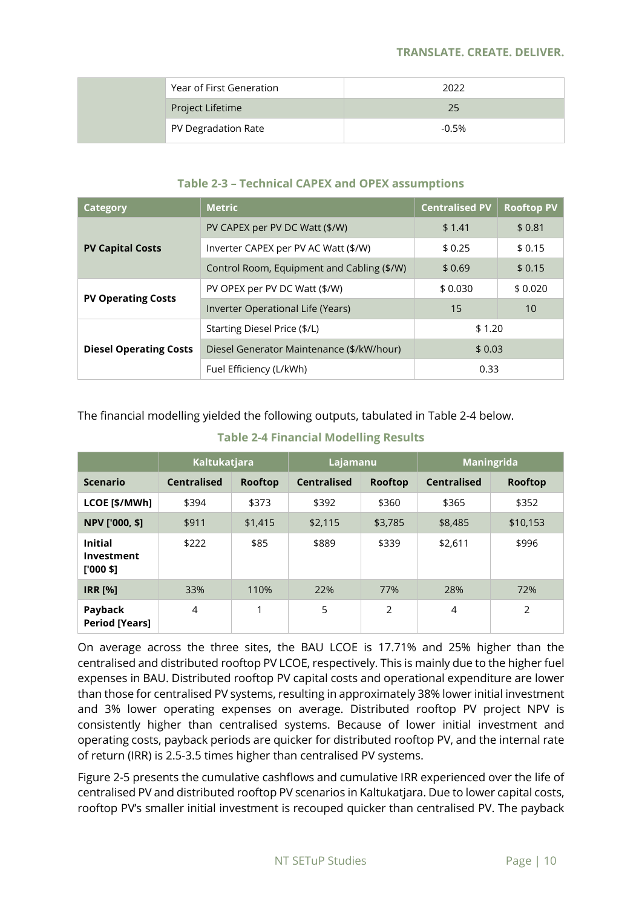| | | |
|---|---|---|
| | Year of First Generation | 2022 |
| | Project Lifetime | 25 |
| | PV Degradation Rate | -0.5% |

**Table 2-3 – Technical CAPEX and OPEX assumptions**

| Category | Metric | Centralised PV | Rooftop PV |
|---|---|---|---|
| **PV Capital Costs** | PV CAPEX per PV DC Watt ($/W) | $ 1.41 | $ 0.81 |
| | Inverter CAPEX per PV AC Watt ($/W) | $ 0.25 | $ 0.15 |
| | Control Room, Equipment and Cabling ($/W) | $ 0.69 | $ 0.15 |
| **PV Operating Costs** | PV OPEX per PV DC Watt ($/W) | $ 0.030 | $ 0.020 |
| | Inverter Operational Life (Years) | 15 | 10 |
| **Diesel Operating Costs** | Starting Diesel Price ($/L) | $ 1.20 | |
| | Diesel Generator Maintenance ($/kW/hour) | $ 0.03 | |
| | Fuel Efficiency (L/kWh) | 0.33 | |

The financial modelling yielded the following outputs, tabulated in Table 2-4 below.

**Table 2-4 Financial Modelling Results**

| | Kaltukatjara | | Lajamanu | | Maningrida | |
|---|---|---|---|---|---|---|
| **Scenario** | **Centralised** | **Rooftop** | **Centralised** | **Rooftop** | **Centralised** | **Rooftop** |
| **LCOE [$/MWh]** | $394 | $373 | $392 | $360 | $365 | $352 |
| **NPV ['000, $]** | $911 | $1,415 | $2,115 | $3,785 | $8,485 | $10,153 |
| **Initial Investment ['000 $]** | $222 | $85 | $889 | $339 | $2,611 | $996 |
| **IRR [%]** | 33% | 110% | 22% | 77% | 28% | 72% |
| **Payback Period [Years]** | 4 | 1 | 5 | 2 | 4 | 2 |

On average across the three sites, the BAU LCOE is 17.71% and 25% higher than the centralised and distributed rooftop PV LCOE, respectively. This is mainly due to the higher fuel expenses in BAU. Distributed rooftop PV capital costs and operational expenditure are lower than those for centralised PV systems, resulting in approximately 38% lower initial investment and 3% lower operating expenses on average. Distributed rooftop PV project NPV is consistently higher than centralised systems. Because of lower initial investment and operating costs, payback periods are quicker for distributed rooftop PV, and the internal rate of return (IRR) is 2.5-3.5 times higher than centralised PV systems.

Figure 2-5 presents the cumulative cashflows and cumulative IRR experienced over the life of centralised PV and distributed rooftop PV scenarios in Kaltukatjara. Due to lower capital costs, rooftop PV's smaller initial investment is recouped quicker than centralised PV. The payback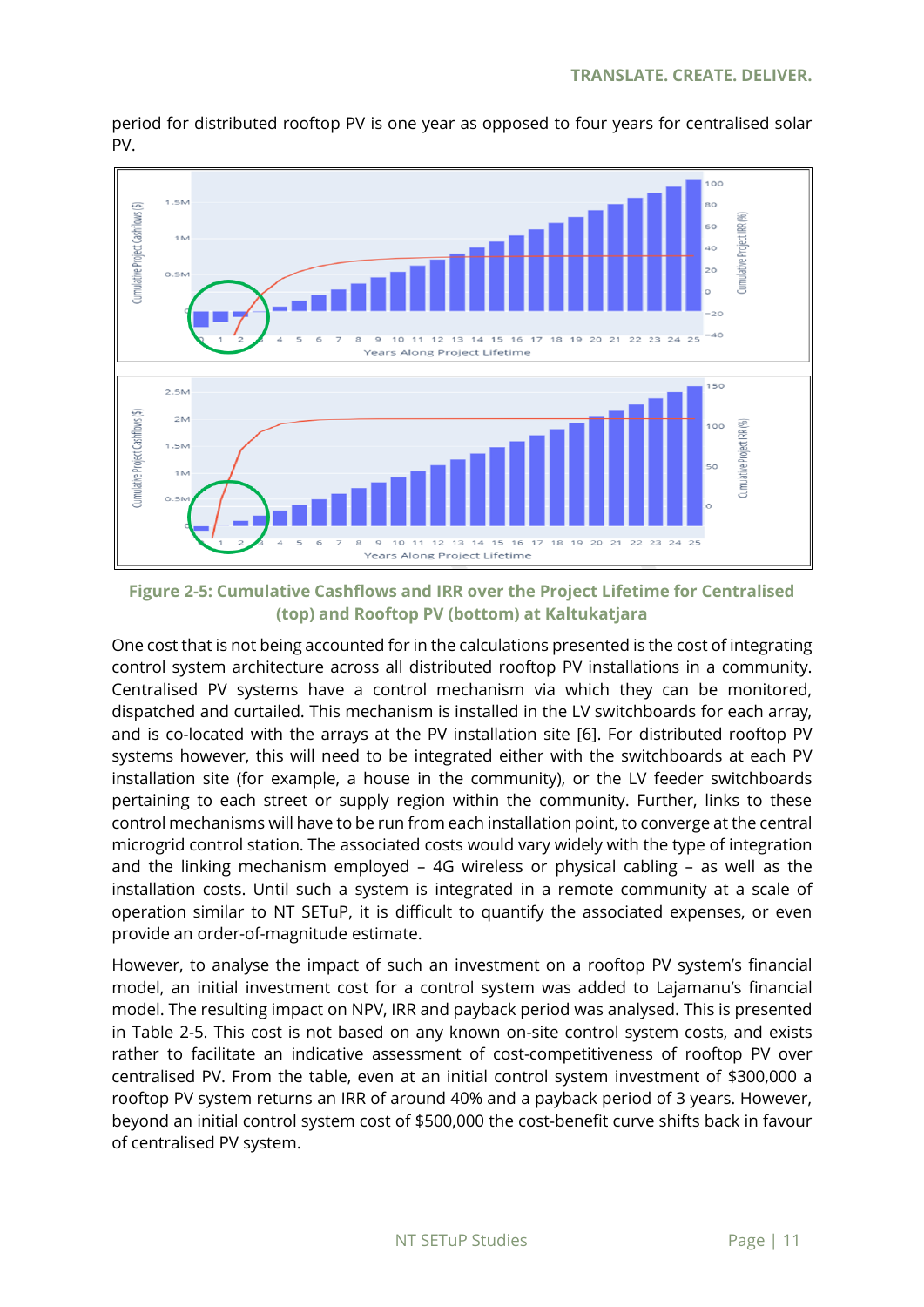period for distributed rooftop PV is one year as opposed to four years for centralised solar PV.

**Figure 2-5: Cumulative Cashflows and IRR over the Project Lifetime for Centralised (top) and Rooftop PV (bottom) at Kaltukatjara**

One cost that is not being accounted for in the calculations presented is the cost of integrating control system architecture across all distributed rooftop PV installations in a community. Centralised PV systems have a control mechanism via which they can be monitored, dispatched and curtailed. This mechanism is installed in the LV switchboards for each array, and is co-located with the arrays at the PV installation site [6]. For distributed rooftop PV systems however, this will need to be integrated either with the switchboards at each PV installation site (for example, a house in the community), or the LV feeder switchboards pertaining to each street or supply region within the community. Further, links to these control mechanisms will have to be run from each installation point, to converge at the central microgrid control station. The associated costs would vary widely with the type of integration and the linking mechanism employed – 4G wireless or physical cabling – as well as the installation costs. Until such a system is integrated in a remote community at a scale of operation similar to NT SETuP, it is difficult to quantify the associated expenses, or even provide an order-of-magnitude estimate.

However, to analyse the impact of such an investment on a rooftop PV system's financial model, an initial investment cost for a control system was added to Lajamanu's financial model. The resulting impact on NPV, IRR and payback period was analysed. This is presented in Table 2-5. This cost is not based on any known on-site control system costs, and exists rather to facilitate an indicative assessment of cost-competitiveness of rooftop PV over centralised PV. From the table, even at an initial control system investment of $300,000 a rooftop PV system returns an IRR of around 40% and a payback period of 3 years. However, beyond an initial control system cost of $500,000 the cost-benefit curve shifts back in favour of centralised PV system.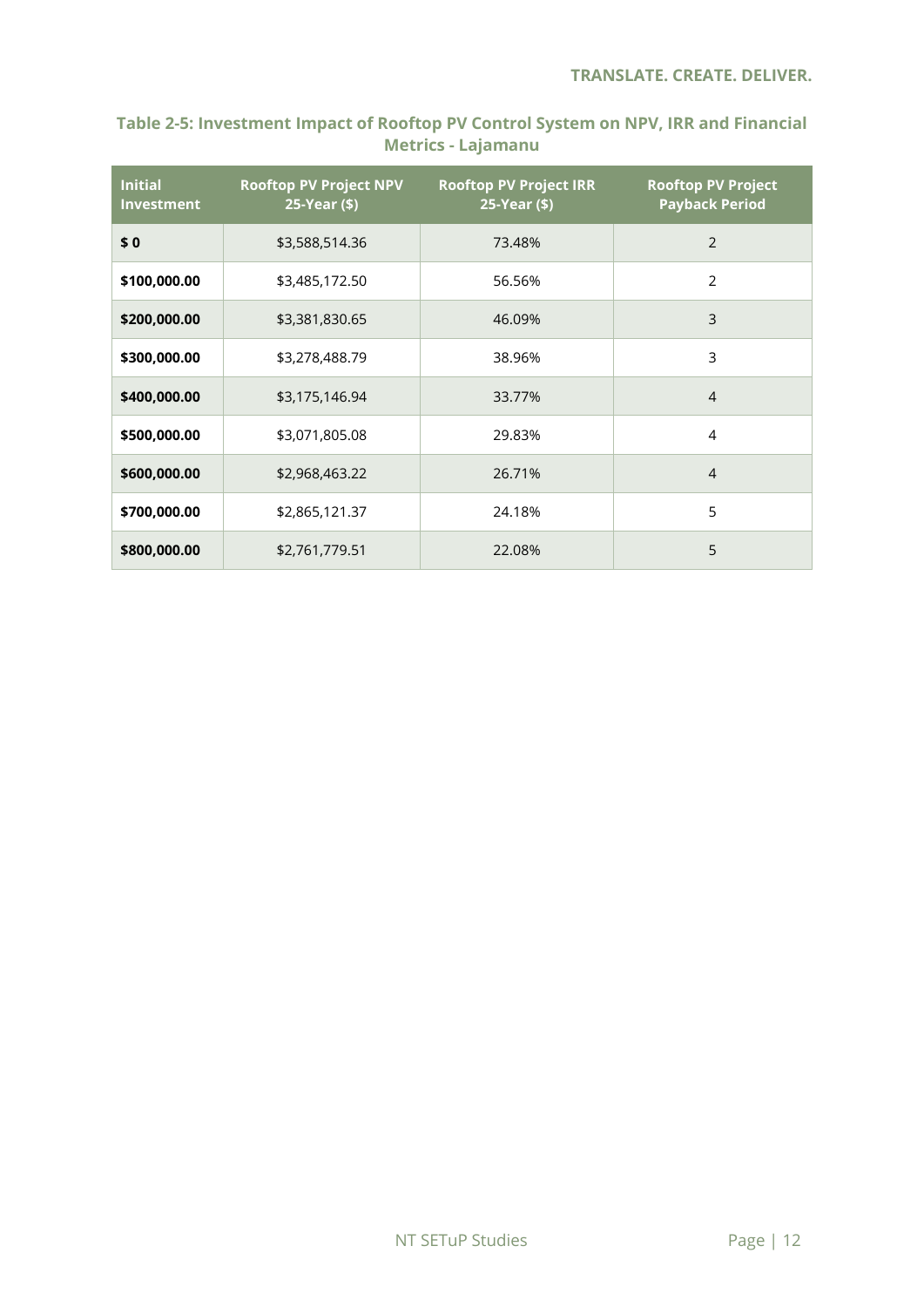**Table 2-5: Investment Impact of Rooftop PV Control System on NPV, IRR and Financial Metrics - Lajamanu**

| Initial Investment | Rooftop PV Project NPV 25-Year ($) | Rooftop PV Project IRR 25-Year ($) | Rooftop PV Project Payback Period |
|---|---|---|---|
| **$ 0** | $3,588,514.36 | 73.48% | 2 |
| **$100,000.00** | $3,485,172.50 | 56.56% | 2 |
| **$200,000.00** | $3,381,830.65 | 46.09% | 3 |
| **$300,000.00** | $3,278,488.79 | 38.96% | 3 |
| **$400,000.00** | $3,175,146.94 | 33.77% | 4 |
| **$500,000.00** | $3,071,805.08 | 29.83% | 4 |
| **$600,000.00** | $2,968,463.22 | 26.71% | 4 |
| **$700,000.00** | $2,865,121.37 | 24.18% | 5 |
| **$800,000.00** | $2,761,779.51 | 22.08% | 5 |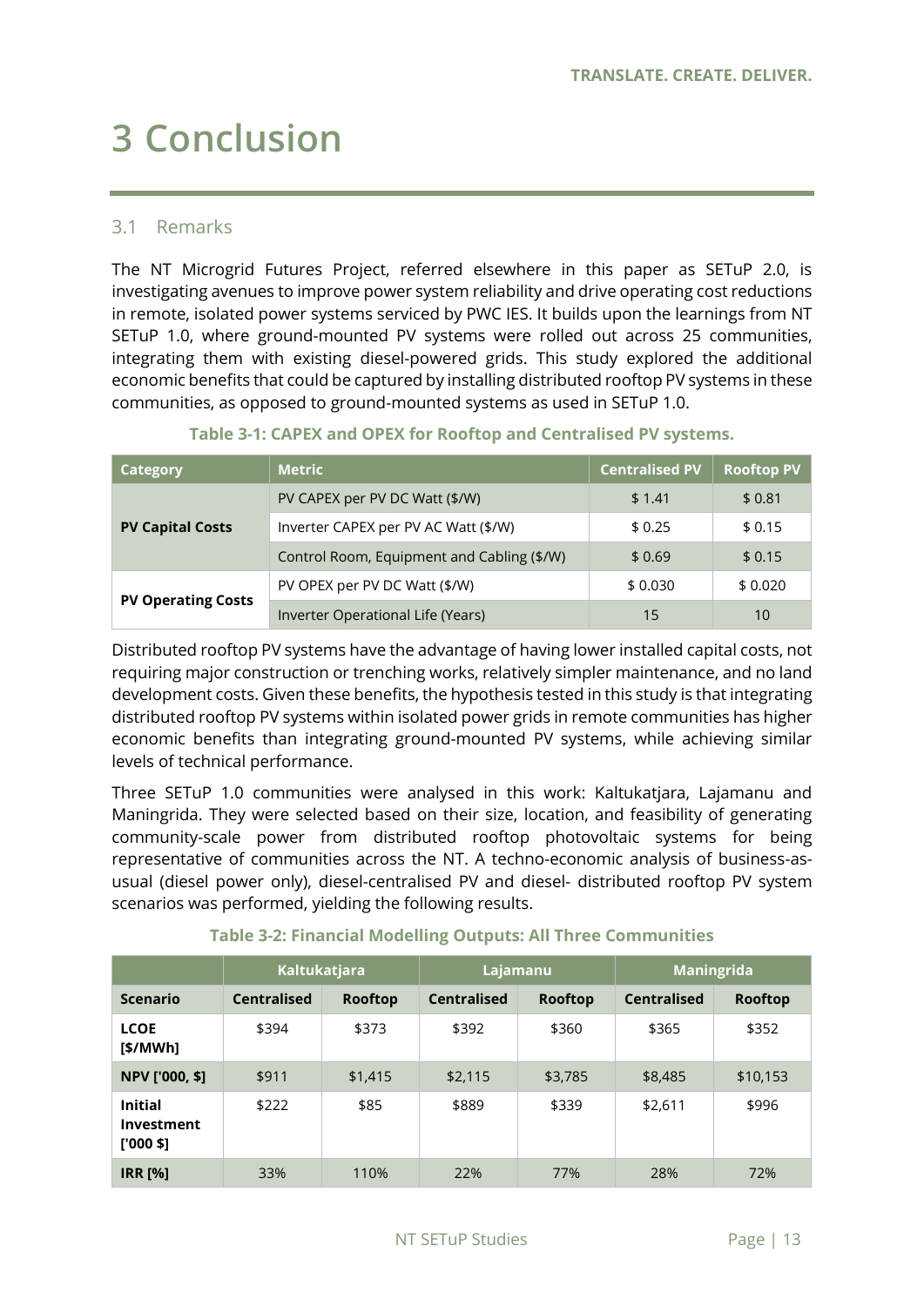# 3 Conclusion

## 3.1 Remarks

The NT Microgrid Futures Project, referred elsewhere in this paper as SETuP 2.0, is investigating avenues to improve power system reliability and drive operating cost reductions in remote, isolated power systems serviced by PWC IES. It builds upon the learnings from NT SETuP 1.0, where ground-mounted PV systems were rolled out across 25 communities, integrating them with existing diesel-powered grids. This study explored the additional economic benefits that could be captured by installing distributed rooftop PV systems in these communities, as opposed to ground-mounted systems as used in SETuP 1.0.

**Table 3-1: CAPEX and OPEX for Rooftop and Centralised PV systems.**

| Category | Metric | Centralised PV | Rooftop PV |
|---|---|---|---|
| PV Capital Costs | PV CAPEX per PV DC Watt ($/W) | $ 1.41 | $ 0.81 |
| | Inverter CAPEX per PV AC Watt ($/W) | $ 0.25 | $ 0.15 |
| | Control Room, Equipment and Cabling ($/W) | $ 0.69 | $ 0.15 |
| PV Operating Costs | PV OPEX per PV DC Watt ($/W) | $ 0.030 | $ 0.020 |
| | Inverter Operational Life (Years) | 15 | 10 |

Distributed rooftop PV systems have the advantage of having lower installed capital costs, not requiring major construction or trenching works, relatively simpler maintenance, and no land development costs. Given these benefits, the hypothesis tested in this study is that integrating distributed rooftop PV systems within isolated power grids in remote communities has higher economic benefits than integrating ground-mounted PV systems, while achieving similar levels of technical performance.

Three SETuP 1.0 communities were analysed in this work: Kaltukatjara, Lajamanu and Maningrida. They were selected based on their size, location, and feasibility of generating community-scale power from distributed rooftop photovoltaic systems for being representative of communities across the NT. A techno-economic analysis of business-as-usual (diesel power only), diesel-centralised PV and diesel- distributed rooftop PV system scenarios was performed, yielding the following results.

**Table 3-2: Financial Modelling Outputs: All Three Communities**

| | Kaltukatjara | | Lajamanu | | Maningrida | |
|---|---|---|---|---|---|---|
| **Scenario** | **Centralised** | **Rooftop** | **Centralised** | **Rooftop** | **Centralised** | **Rooftop** |
| **LCOE [$/MWh]** | $394 | $373 | $392 | $360 | $365 | $352 |
| **NPV ['000, $]** | $911 | $1,415 | $2,115 | $3,785 | $8,485 | $10,153 |
| **Initial Investment ['000 $]** | $222 | $85 | $889 | $339 | $2,611 | $996 |
| **IRR [%]** | 33% | 110% | 22% | 77% | 28% | 72% |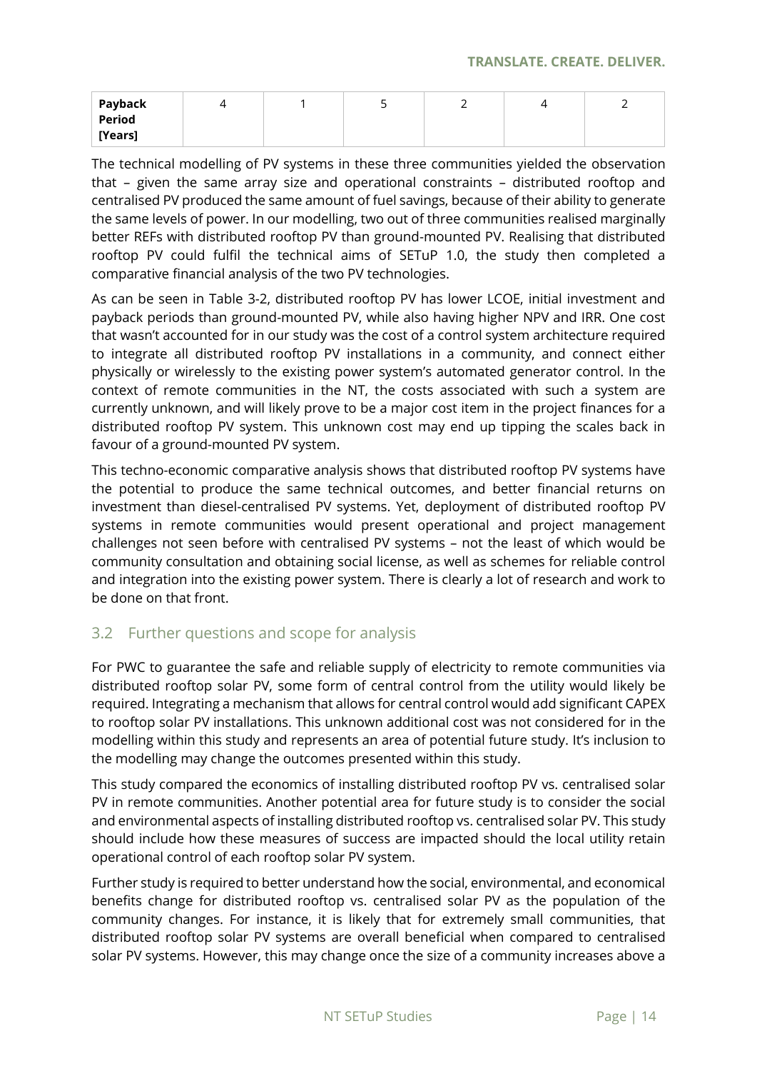| Payback Period [Years] | 4 | 1 | 5 | 2 | 4 | 2 |
|---|---|---|---|---|---|---|

The technical modelling of PV systems in these three communities yielded the observation that – given the same array size and operational constraints – distributed rooftop and centralised PV produced the same amount of fuel savings, because of their ability to generate the same levels of power. In our modelling, two out of three communities realised marginally better REFs with distributed rooftop PV than ground-mounted PV. Realising that distributed rooftop PV could fulfil the technical aims of SETuP 1.0, the study then completed a comparative financial analysis of the two PV technologies.

As can be seen in Table 3-2, distributed rooftop PV has lower LCOE, initial investment and payback periods than ground-mounted PV, while also having higher NPV and IRR. One cost that wasn't accounted for in our study was the cost of a control system architecture required to integrate all distributed rooftop PV installations in a community, and connect either physically or wirelessly to the existing power system's automated generator control. In the context of remote communities in the NT, the costs associated with such a system are currently unknown, and will likely prove to be a major cost item in the project finances for a distributed rooftop PV system. This unknown cost may end up tipping the scales back in favour of a ground-mounted PV system.

This techno-economic comparative analysis shows that distributed rooftop PV systems have the potential to produce the same technical outcomes, and better financial returns on investment than diesel-centralised PV systems. Yet, deployment of distributed rooftop PV systems in remote communities would present operational and project management challenges not seen before with centralised PV systems – not the least of which would be community consultation and obtaining social license, as well as schemes for reliable control and integration into the existing power system. There is clearly a lot of research and work to be done on that front.

## 3.2 Further questions and scope for analysis

For PWC to guarantee the safe and reliable supply of electricity to remote communities via distributed rooftop solar PV, some form of central control from the utility would likely be required. Integrating a mechanism that allows for central control would add significant CAPEX to rooftop solar PV installations. This unknown additional cost was not considered for in the modelling within this study and represents an area of potential future study. It's inclusion to the modelling may change the outcomes presented within this study.

This study compared the economics of installing distributed rooftop PV vs. centralised solar PV in remote communities. Another potential area for future study is to consider the social and environmental aspects of installing distributed rooftop vs. centralised solar PV. This study should include how these measures of success are impacted should the local utility retain operational control of each rooftop solar PV system.

Further study is required to better understand how the social, environmental, and economical benefits change for distributed rooftop vs. centralised solar PV as the population of the community changes. For instance, it is likely that for extremely small communities, that distributed rooftop solar PV systems are overall beneficial when compared to centralised solar PV systems. However, this may change once the size of a community increases above a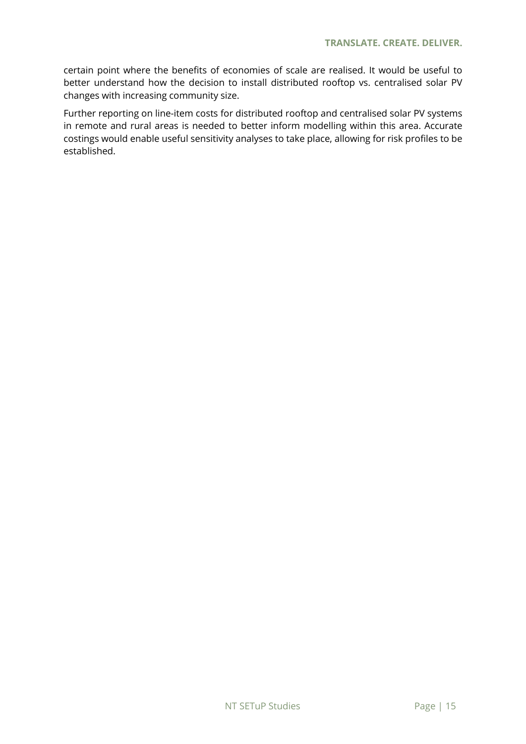certain point where the benefits of economies of scale are realised. It would be useful to better understand how the decision to install distributed rooftop vs. centralised solar PV changes with increasing community size.

Further reporting on line-item costs for distributed rooftop and centralised solar PV systems in remote and rural areas is needed to better inform modelling within this area. Accurate costings would enable useful sensitivity analyses to take place, allowing for risk profiles to be established.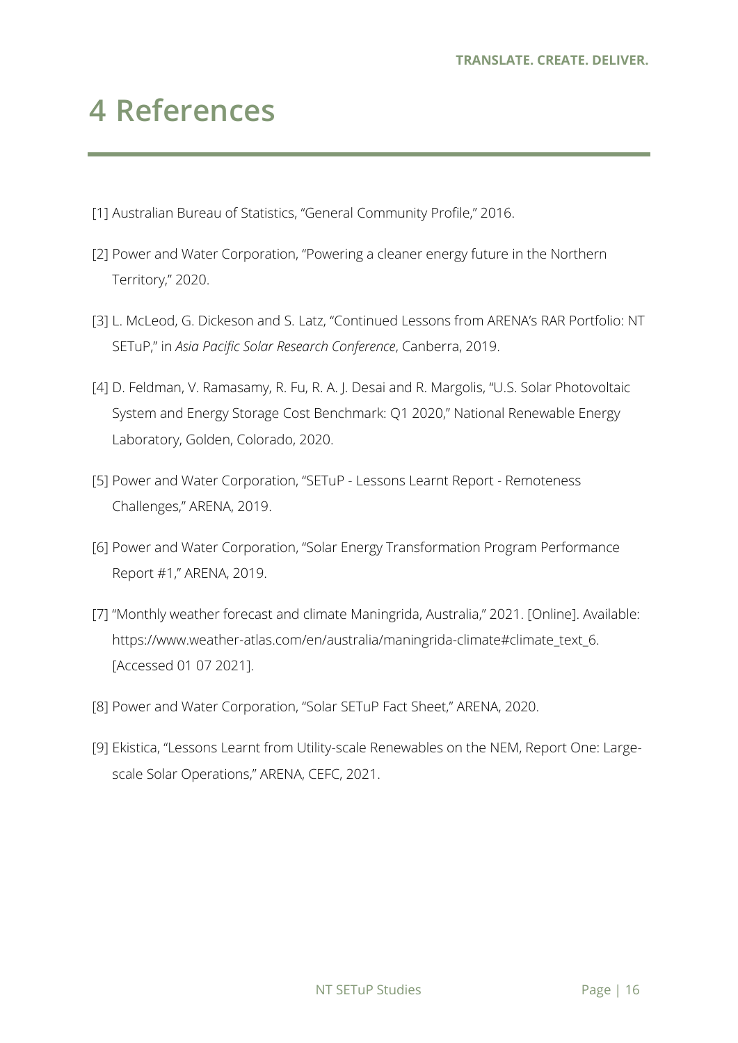# 4 References

[1] Australian Bureau of Statistics, "General Community Profile," 2016.

[2] Power and Water Corporation, "Powering a cleaner energy future in the Northern Territory," 2020.

[3] L. McLeod, G. Dickeson and S. Latz, "Continued Lessons from ARENA's RAR Portfolio: NT SETuP," in *Asia Pacific Solar Research Conference*, Canberra, 2019.

[4] D. Feldman, V. Ramasamy, R. Fu, R. A. J. Desai and R. Margolis, "U.S. Solar Photovoltaic System and Energy Storage Cost Benchmark: Q1 2020," National Renewable Energy Laboratory, Golden, Colorado, 2020.

[5] Power and Water Corporation, "SETuP - Lessons Learnt Report - Remoteness Challenges," ARENA, 2019.

[6] Power and Water Corporation, "Solar Energy Transformation Program Performance Report #1," ARENA, 2019.

[7] "Monthly weather forecast and climate Maningrida, Australia," 2021. [Online]. Available: https://www.weather-atlas.com/en/australia/maningrida-climate#climate_text_6. [Accessed 01 07 2021].

[8] Power and Water Corporation, "Solar SETuP Fact Sheet," ARENA, 2020.

[9] Ekistica, "Lessons Learnt from Utility-scale Renewables on the NEM, Report One: Large-scale Solar Operations," ARENA, CEFC, 2021.